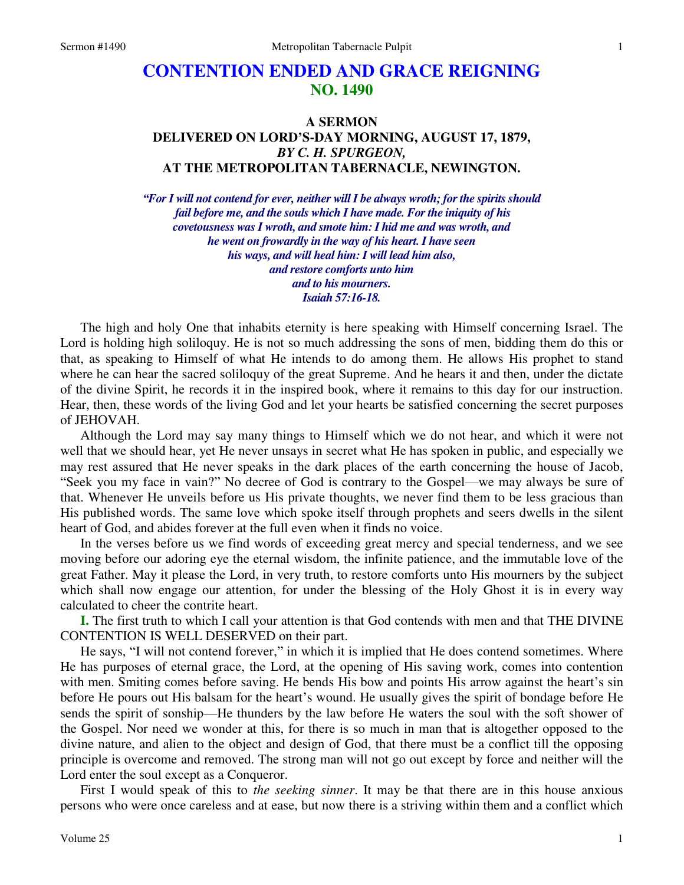# CONTENTION ENDED AND GRACE REIGNING
## NO. 1490

### A SERMON
### DELIVERED ON LORD'S-DAY MORNING, AUGUST 17, 1879,
### *BY C. H. SPURGEON,*
### AT THE METROPOLITAN TABERNACLE, NEWINGTON.

*"For I will not contend for ever, neither will I be always wroth; for the spirits should fail before me, and the souls which I have made. For the iniquity of his covetousness was I wroth, and smote him: I hid me and was wroth, and he went on frowardly in the way of his heart. I have seen his ways, and will heal him: I will lead him also, and restore comforts unto him and to his mourners. Isaiah 57:16-18.*

The high and holy One that inhabits eternity is here speaking with Himself concerning Israel. The Lord is holding high soliloquy. He is not so much addressing the sons of men, bidding them do this or that, as speaking to Himself of what He intends to do among them. He allows His prophet to stand where he can hear the sacred soliloquy of the great Supreme. And he hears it and then, under the dictate of the divine Spirit, he records it in the inspired book, where it remains to this day for our instruction. Hear, then, these words of the living God and let your hearts be satisfied concerning the secret purposes of JEHOVAH.

Although the Lord may say many things to Himself which we do not hear, and which it were not well that we should hear, yet He never unsays in secret what He has spoken in public, and especially we may rest assured that He never speaks in the dark places of the earth concerning the house of Jacob, "Seek you my face in vain?" No decree of God is contrary to the Gospel—we may always be sure of that. Whenever He unveils before us His private thoughts, we never find them to be less gracious than His published words. The same love which spoke itself through prophets and seers dwells in the silent heart of God, and abides forever at the full even when it finds no voice.

In the verses before us we find words of exceeding great mercy and special tenderness, and we see moving before our adoring eye the eternal wisdom, the infinite patience, and the immutable love of the great Father. May it please the Lord, in very truth, to restore comforts unto His mourners by the subject which shall now engage our attention, for under the blessing of the Holy Ghost it is in every way calculated to cheer the contrite heart.

**I.** The first truth to which I call your attention is that God contends with men and that THE DIVINE CONTENTION IS WELL DESERVED on their part.

He says, "I will not contend forever," in which it is implied that He does contend sometimes. Where He has purposes of eternal grace, the Lord, at the opening of His saving work, comes into contention with men. Smiting comes before saving. He bends His bow and points His arrow against the heart's sin before He pours out His balsam for the heart's wound. He usually gives the spirit of bondage before He sends the spirit of sonship—He thunders by the law before He waters the soul with the soft shower of the Gospel. Nor need we wonder at this, for there is so much in man that is altogether opposed to the divine nature, and alien to the object and design of God, that there must be a conflict till the opposing principle is overcome and removed. The strong man will not go out except by force and neither will the Lord enter the soul except as a Conqueror.

First I would speak of this to *the seeking sinner*. It may be that there are in this house anxious persons who were once careless and at ease, but now there is a striving within them and a conflict which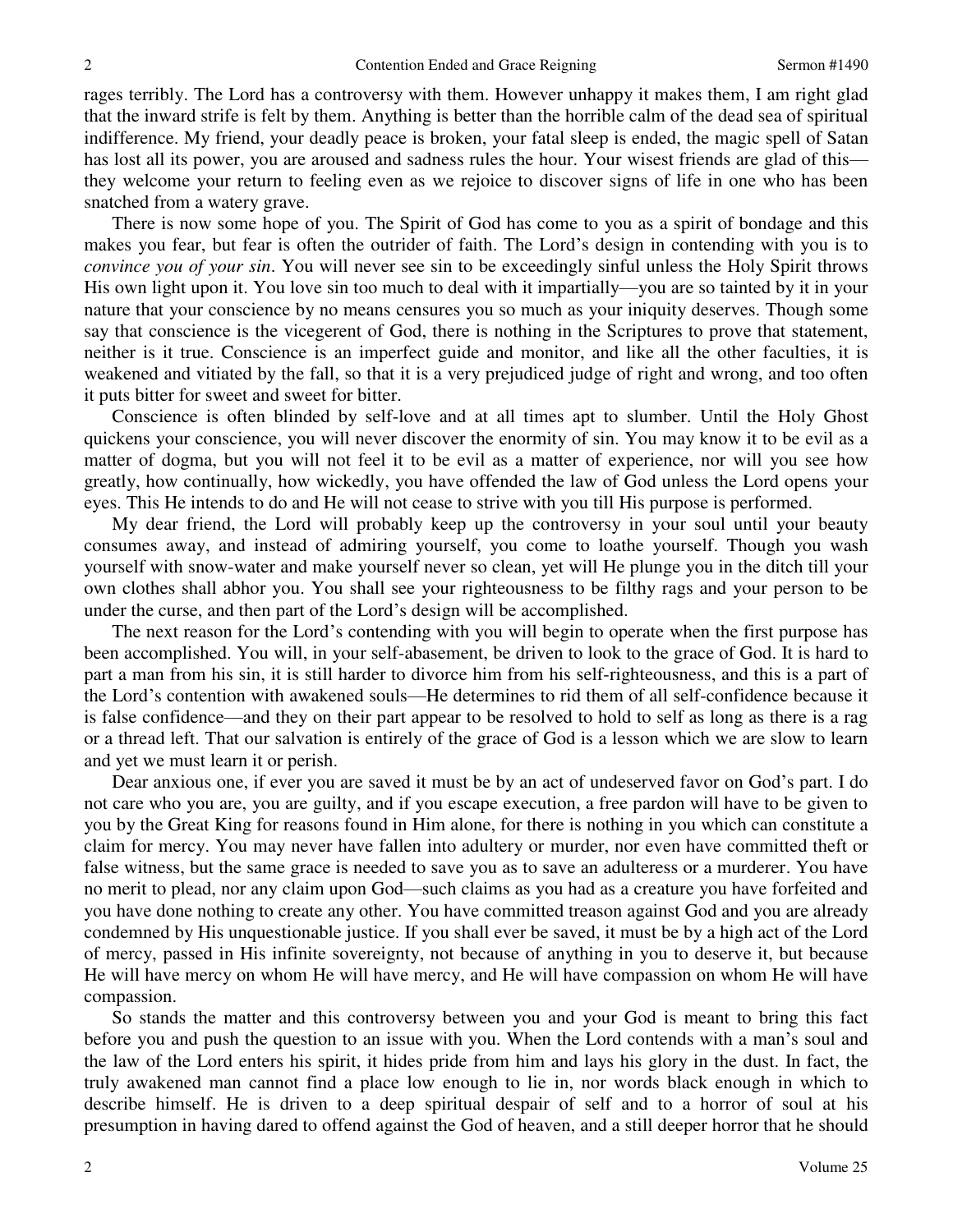rages terribly. The Lord has a controversy with them. However unhappy it makes them, I am right glad that the inward strife is felt by them. Anything is better than the horrible calm of the dead sea of spiritual indifference. My friend, your deadly peace is broken, your fatal sleep is ended, the magic spell of Satan has lost all its power, you are aroused and sadness rules the hour. Your wisest friends are glad of this—they welcome your return to feeling even as we rejoice to discover signs of life in one who has been snatched from a watery grave.

There is now some hope of you. The Spirit of God has come to you as a spirit of bondage and this makes you fear, but fear is often the outrider of faith. The Lord's design in contending with you is to *convince you of your sin*. You will never see sin to be exceedingly sinful unless the Holy Spirit throws His own light upon it. You love sin too much to deal with it impartially—you are so tainted by it in your nature that your conscience by no means censures you so much as your iniquity deserves. Though some say that conscience is the vicegerent of God, there is nothing in the Scriptures to prove that statement, neither is it true. Conscience is an imperfect guide and monitor, and like all the other faculties, it is weakened and vitiated by the fall, so that it is a very prejudiced judge of right and wrong, and too often it puts bitter for sweet and sweet for bitter.

Conscience is often blinded by self-love and at all times apt to slumber. Until the Holy Ghost quickens your conscience, you will never discover the enormity of sin. You may know it to be evil as a matter of dogma, but you will not feel it to be evil as a matter of experience, nor will you see how greatly, how continually, how wickedly, you have offended the law of God unless the Lord opens your eyes. This He intends to do and He will not cease to strive with you till His purpose is performed.

My dear friend, the Lord will probably keep up the controversy in your soul until your beauty consumes away, and instead of admiring yourself, you come to loathe yourself. Though you wash yourself with snow-water and make yourself never so clean, yet will He plunge you in the ditch till your own clothes shall abhor you. You shall see your righteousness to be filthy rags and your person to be under the curse, and then part of the Lord's design will be accomplished.

The next reason for the Lord's contending with you will begin to operate when the first purpose has been accomplished. You will, in your self-abasement, be driven to look to the grace of God. It is hard to part a man from his sin, it is still harder to divorce him from his self-righteousness, and this is a part of the Lord's contention with awakened souls—He determines to rid them of all self-confidence because it is false confidence—and they on their part appear to be resolved to hold to self as long as there is a rag or a thread left. That our salvation is entirely of the grace of God is a lesson which we are slow to learn and yet we must learn it or perish.

Dear anxious one, if ever you are saved it must be by an act of undeserved favor on God's part. I do not care who you are, you are guilty, and if you escape execution, a free pardon will have to be given to you by the Great King for reasons found in Him alone, for there is nothing in you which can constitute a claim for mercy. You may never have fallen into adultery or murder, nor even have committed theft or false witness, but the same grace is needed to save you as to save an adulteress or a murderer. You have no merit to plead, nor any claim upon God—such claims as you had as a creature you have forfeited and you have done nothing to create any other. You have committed treason against God and you are already condemned by His unquestionable justice. If you shall ever be saved, it must be by a high act of the Lord of mercy, passed in His infinite sovereignty, not because of anything in you to deserve it, but because He will have mercy on whom He will have mercy, and He will have compassion on whom He will have compassion.

So stands the matter and this controversy between you and your God is meant to bring this fact before you and push the question to an issue with you. When the Lord contends with a man's soul and the law of the Lord enters his spirit, it hides pride from him and lays his glory in the dust. In fact, the truly awakened man cannot find a place low enough to lie in, nor words black enough in which to describe himself. He is driven to a deep spiritual despair of self and to a horror of soul at his presumption in having dared to offend against the God of heaven, and a still deeper horror that he should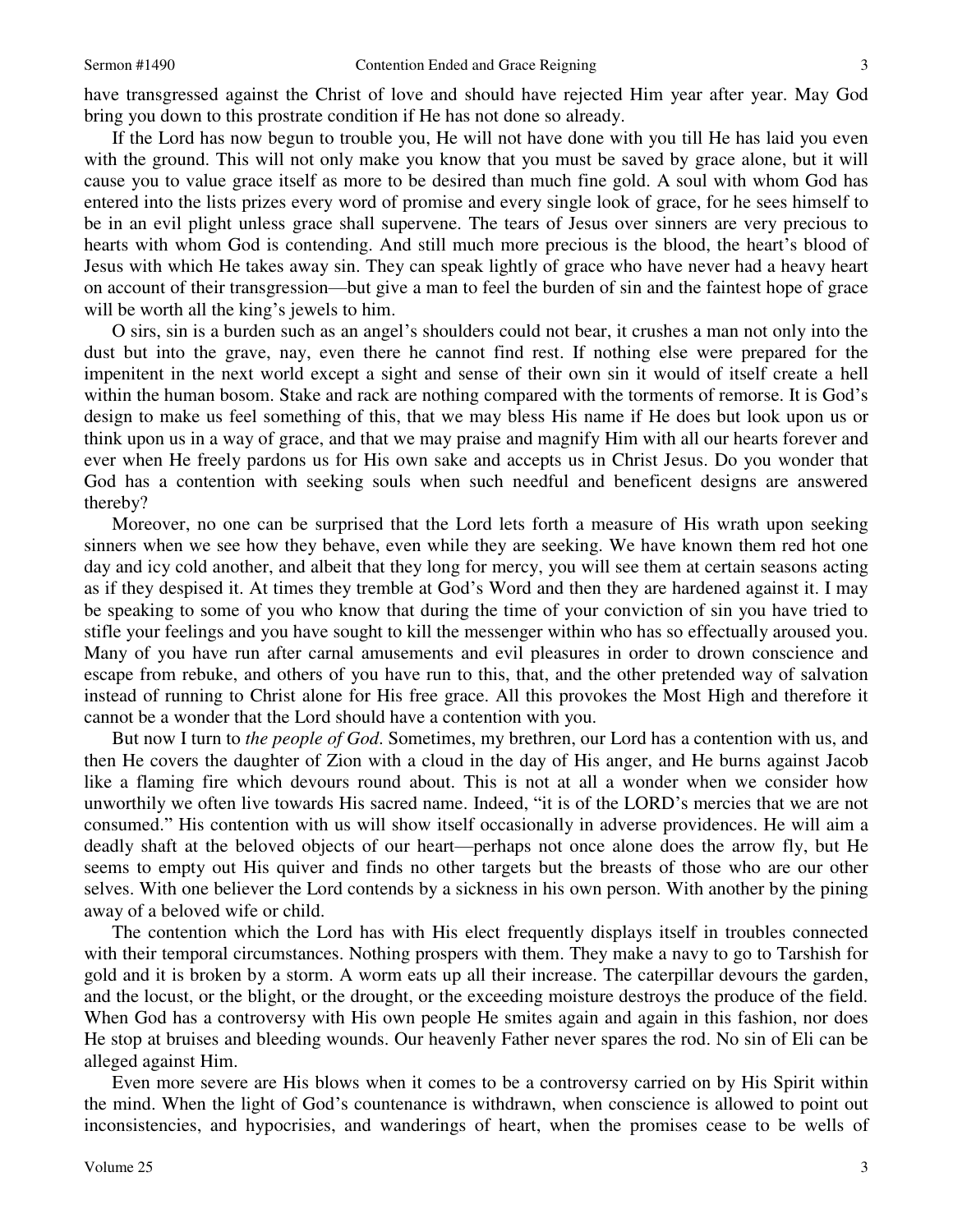have transgressed against the Christ of love and should have rejected Him year after year. May God bring you down to this prostrate condition if He has not done so already.

If the Lord has now begun to trouble you, He will not have done with you till He has laid you even with the ground. This will not only make you know that you must be saved by grace alone, but it will cause you to value grace itself as more to be desired than much fine gold. A soul with whom God has entered into the lists prizes every word of promise and every single look of grace, for he sees himself to be in an evil plight unless grace shall supervene. The tears of Jesus over sinners are very precious to hearts with whom God is contending. And still much more precious is the blood, the heart's blood of Jesus with which He takes away sin. They can speak lightly of grace who have never had a heavy heart on account of their transgression—but give a man to feel the burden of sin and the faintest hope of grace will be worth all the king's jewels to him.

O sirs, sin is a burden such as an angel's shoulders could not bear, it crushes a man not only into the dust but into the grave, nay, even there he cannot find rest. If nothing else were prepared for the impenitent in the next world except a sight and sense of their own sin it would of itself create a hell within the human bosom. Stake and rack are nothing compared with the torments of remorse. It is God's design to make us feel something of this, that we may bless His name if He does but look upon us or think upon us in a way of grace, and that we may praise and magnify Him with all our hearts forever and ever when He freely pardons us for His own sake and accepts us in Christ Jesus. Do you wonder that God has a contention with seeking souls when such needful and beneficent designs are answered thereby?

Moreover, no one can be surprised that the Lord lets forth a measure of His wrath upon seeking sinners when we see how they behave, even while they are seeking. We have known them red hot one day and icy cold another, and albeit that they long for mercy, you will see them at certain seasons acting as if they despised it. At times they tremble at God's Word and then they are hardened against it. I may be speaking to some of you who know that during the time of your conviction of sin you have tried to stifle your feelings and you have sought to kill the messenger within who has so effectually aroused you. Many of you have run after carnal amusements and evil pleasures in order to drown conscience and escape from rebuke, and others of you have run to this, that, and the other pretended way of salvation instead of running to Christ alone for His free grace. All this provokes the Most High and therefore it cannot be a wonder that the Lord should have a contention with you.

But now I turn to *the people of God*. Sometimes, my brethren, our Lord has a contention with us, and then He covers the daughter of Zion with a cloud in the day of His anger, and He burns against Jacob like a flaming fire which devours round about. This is not at all a wonder when we consider how unworthily we often live towards His sacred name. Indeed, "it is of the LORD's mercies that we are not consumed." His contention with us will show itself occasionally in adverse providences. He will aim a deadly shaft at the beloved objects of our heart—perhaps not once alone does the arrow fly, but He seems to empty out His quiver and finds no other targets but the breasts of those who are our other selves. With one believer the Lord contends by a sickness in his own person. With another by the pining away of a beloved wife or child.

The contention which the Lord has with His elect frequently displays itself in troubles connected with their temporal circumstances. Nothing prospers with them. They make a navy to go to Tarshish for gold and it is broken by a storm. A worm eats up all their increase. The caterpillar devours the garden, and the locust, or the blight, or the drought, or the exceeding moisture destroys the produce of the field. When God has a controversy with His own people He smites again and again in this fashion, nor does He stop at bruises and bleeding wounds. Our heavenly Father never spares the rod. No sin of Eli can be alleged against Him.

Even more severe are His blows when it comes to be a controversy carried on by His Spirit within the mind. When the light of God's countenance is withdrawn, when conscience is allowed to point out inconsistencies, and hypocrisies, and wanderings of heart, when the promises cease to be wells of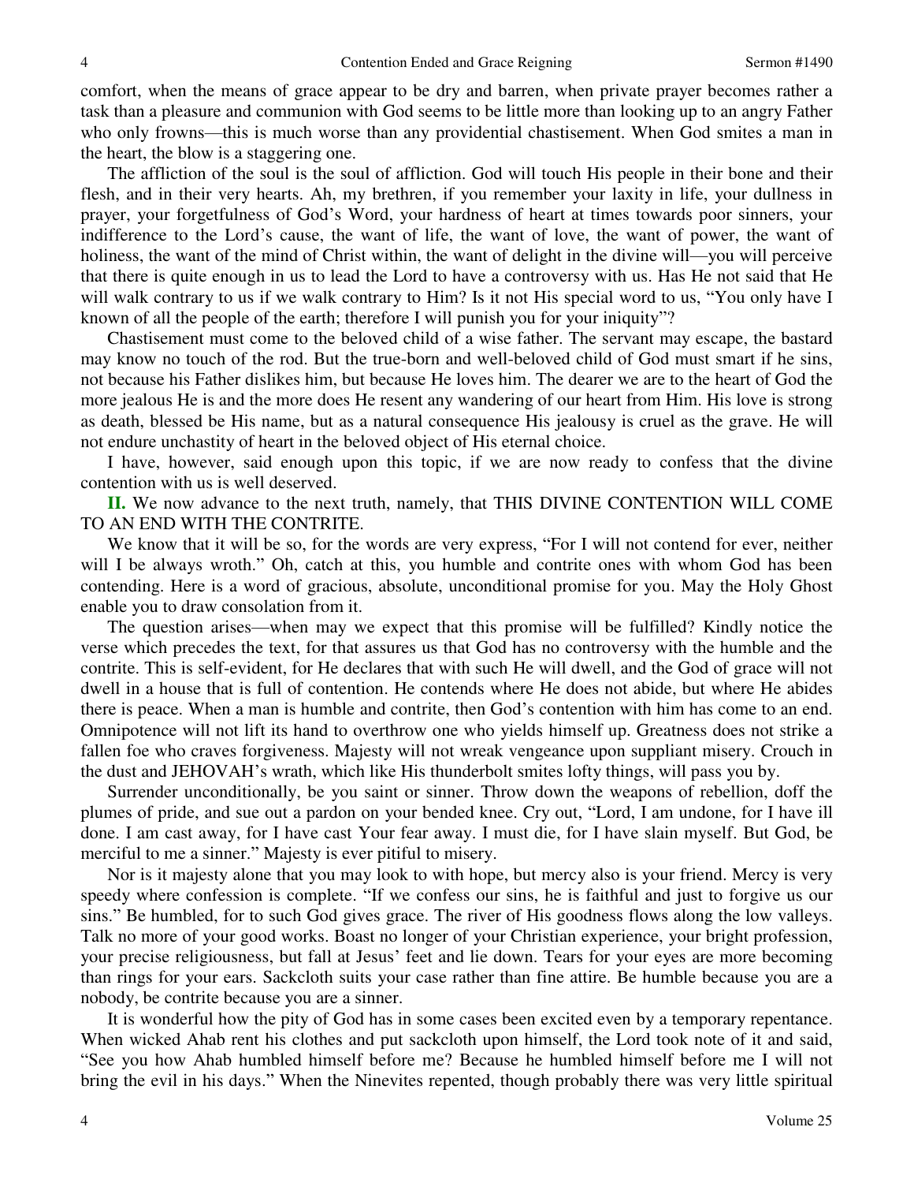comfort, when the means of grace appear to be dry and barren, when private prayer becomes rather a task than a pleasure and communion with God seems to be little more than looking up to an angry Father who only frowns—this is much worse than any providential chastisement. When God smites a man in the heart, the blow is a staggering one.

The affliction of the soul is the soul of affliction. God will touch His people in their bone and their flesh, and in their very hearts. Ah, my brethren, if you remember your laxity in life, your dullness in prayer, your forgetfulness of God's Word, your hardness of heart at times towards poor sinners, your indifference to the Lord's cause, the want of life, the want of love, the want of power, the want of holiness, the want of the mind of Christ within, the want of delight in the divine will—you will perceive that there is quite enough in us to lead the Lord to have a controversy with us. Has He not said that He will walk contrary to us if we walk contrary to Him? Is it not His special word to us, "You only have I known of all the people of the earth; therefore I will punish you for your iniquity"?

Chastisement must come to the beloved child of a wise father. The servant may escape, the bastard may know no touch of the rod. But the true-born and well-beloved child of God must smart if he sins, not because his Father dislikes him, but because He loves him. The dearer we are to the heart of God the more jealous He is and the more does He resent any wandering of our heart from Him. His love is strong as death, blessed be His name, but as a natural consequence His jealousy is cruel as the grave. He will not endure unchastity of heart in the beloved object of His eternal choice.

I have, however, said enough upon this topic, if we are now ready to confess that the divine contention with us is well deserved.

**II.** We now advance to the next truth, namely, that THIS DIVINE CONTENTION WILL COME TO AN END WITH THE CONTRITE.

We know that it will be so, for the words are very express, "For I will not contend for ever, neither will I be always wroth." Oh, catch at this, you humble and contrite ones with whom God has been contending. Here is a word of gracious, absolute, unconditional promise for you. May the Holy Ghost enable you to draw consolation from it.

The question arises—when may we expect that this promise will be fulfilled? Kindly notice the verse which precedes the text, for that assures us that God has no controversy with the humble and the contrite. This is self-evident, for He declares that with such He will dwell, and the God of grace will not dwell in a house that is full of contention. He contends where He does not abide, but where He abides there is peace. When a man is humble and contrite, then God's contention with him has come to an end. Omnipotence will not lift its hand to overthrow one who yields himself up. Greatness does not strike a fallen foe who craves forgiveness. Majesty will not wreak vengeance upon suppliant misery. Crouch in the dust and JEHOVAH's wrath, which like His thunderbolt smites lofty things, will pass you by.

Surrender unconditionally, be you saint or sinner. Throw down the weapons of rebellion, doff the plumes of pride, and sue out a pardon on your bended knee. Cry out, "Lord, I am undone, for I have ill done. I am cast away, for I have cast Your fear away. I must die, for I have slain myself. But God, be merciful to me a sinner." Majesty is ever pitiful to misery.

Nor is it majesty alone that you may look to with hope, but mercy also is your friend. Mercy is very speedy where confession is complete. "If we confess our sins, he is faithful and just to forgive us our sins." Be humbled, for to such God gives grace. The river of His goodness flows along the low valleys. Talk no more of your good works. Boast no longer of your Christian experience, your bright profession, your precise religiousness, but fall at Jesus' feet and lie down. Tears for your eyes are more becoming than rings for your ears. Sackcloth suits your case rather than fine attire. Be humble because you are a nobody, be contrite because you are a sinner.

It is wonderful how the pity of God has in some cases been excited even by a temporary repentance. When wicked Ahab rent his clothes and put sackcloth upon himself, the Lord took note of it and said, "See you how Ahab humbled himself before me? Because he humbled himself before me I will not bring the evil in his days." When the Ninevites repented, though probably there was very little spiritual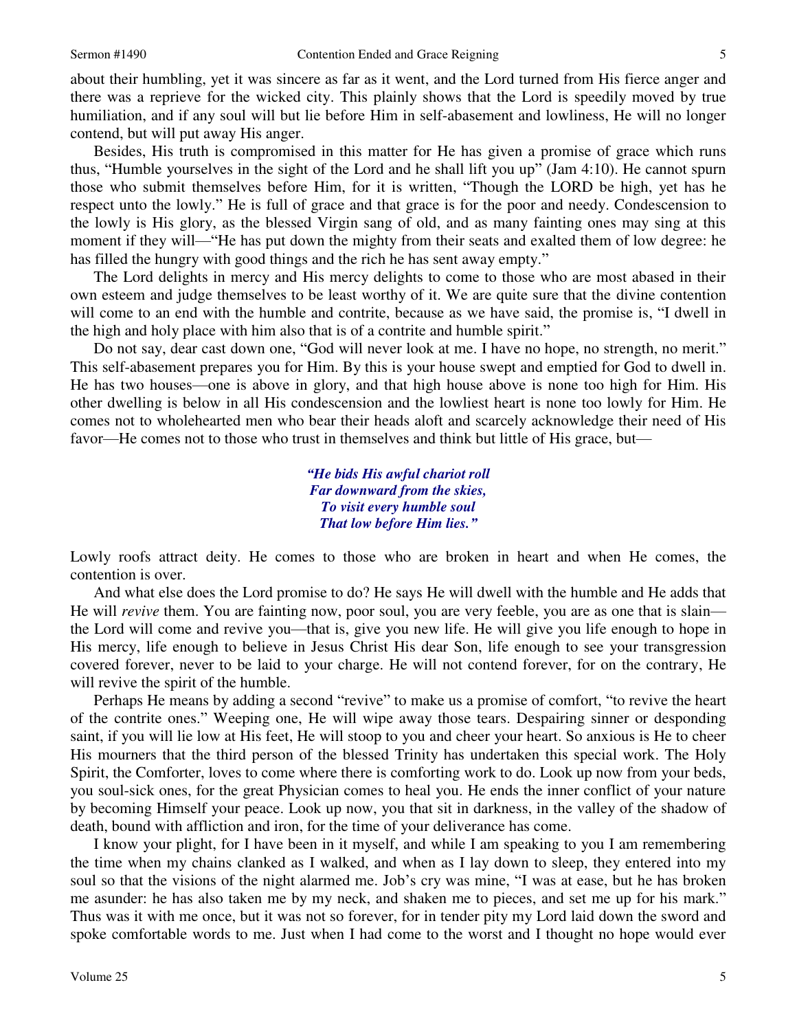about their humbling, yet it was sincere as far as it went, and the Lord turned from His fierce anger and there was a reprieve for the wicked city. This plainly shows that the Lord is speedily moved by true humiliation, and if any soul will but lie before Him in self-abasement and lowliness, He will no longer contend, but will put away His anger.

Besides, His truth is compromised in this matter for He has given a promise of grace which runs thus, "Humble yourselves in the sight of the Lord and he shall lift you up" (Jam 4:10). He cannot spurn those who submit themselves before Him, for it is written, "Though the LORD be high, yet has he respect unto the lowly." He is full of grace and that grace is for the poor and needy. Condescension to the lowly is His glory, as the blessed Virgin sang of old, and as many fainting ones may sing at this moment if they will—"He has put down the mighty from their seats and exalted them of low degree: he has filled the hungry with good things and the rich he has sent away empty."

The Lord delights in mercy and His mercy delights to come to those who are most abased in their own esteem and judge themselves to be least worthy of it. We are quite sure that the divine contention will come to an end with the humble and contrite, because as we have said, the promise is, "I dwell in the high and holy place with him also that is of a contrite and humble spirit."

Do not say, dear cast down one, "God will never look at me. I have no hope, no strength, no merit." This self-abasement prepares you for Him. By this is your house swept and emptied for God to dwell in. He has two houses—one is above in glory, and that high house above is none too high for Him. His other dwelling is below in all His condescension and the lowliest heart is none too lowly for Him. He comes not to wholehearted men who bear their heads aloft and scarcely acknowledge their need of His favor—He comes not to those who trust in themselves and think but little of His grace, but—

> ***"He bids His awful chariot roll***
> ***Far downward from the skies,***
> ***To visit every humble soul***
> ***That low before Him lies."***

Lowly roofs attract deity. He comes to those who are broken in heart and when He comes, the contention is over.

And what else does the Lord promise to do? He says He will dwell with the humble and He adds that He will *revive* them. You are fainting now, poor soul, you are very feeble, you are as one that is slain—the Lord will come and revive you—that is, give you new life. He will give you life enough to hope in His mercy, life enough to believe in Jesus Christ His dear Son, life enough to see your transgression covered forever, never to be laid to your charge. He will not contend forever, for on the contrary, He will revive the spirit of the humble.

Perhaps He means by adding a second "revive" to make us a promise of comfort, "to revive the heart of the contrite ones." Weeping one, He will wipe away those tears. Despairing sinner or desponding saint, if you will lie low at His feet, He will stoop to you and cheer your heart. So anxious is He to cheer His mourners that the third person of the blessed Trinity has undertaken this special work. The Holy Spirit, the Comforter, loves to come where there is comforting work to do. Look up now from your beds, you soul-sick ones, for the great Physician comes to heal you. He ends the inner conflict of your nature by becoming Himself your peace. Look up now, you that sit in darkness, in the valley of the shadow of death, bound with affliction and iron, for the time of your deliverance has come.

I know your plight, for I have been in it myself, and while I am speaking to you I am remembering the time when my chains clanked as I walked, and when as I lay down to sleep, they entered into my soul so that the visions of the night alarmed me. Job's cry was mine, "I was at ease, but he has broken me asunder: he has also taken me by my neck, and shaken me to pieces, and set me up for his mark." Thus was it with me once, but it was not so forever, for in tender pity my Lord laid down the sword and spoke comfortable words to me. Just when I had come to the worst and I thought no hope would ever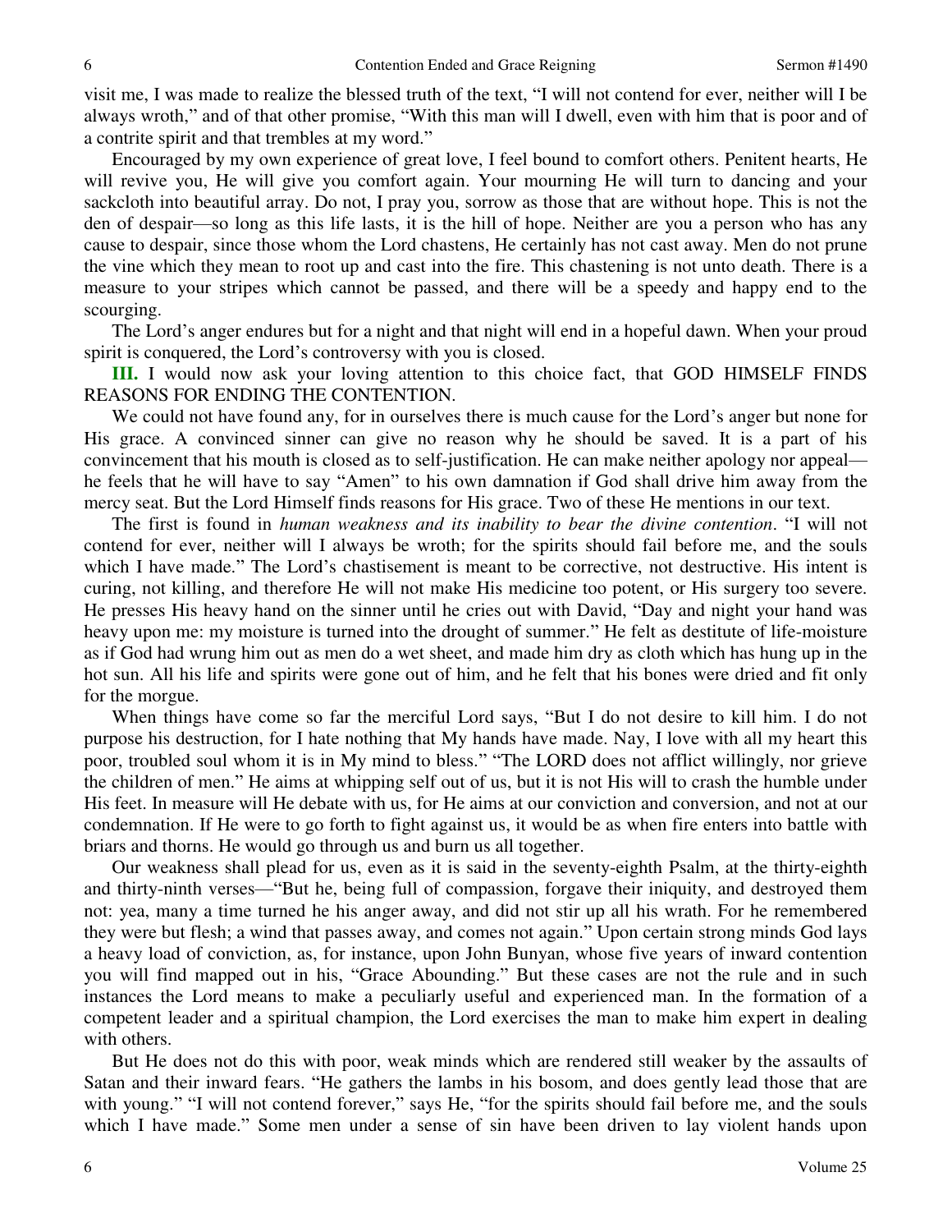visit me, I was made to realize the blessed truth of the text, "I will not contend for ever, neither will I be always wroth," and of that other promise, "With this man will I dwell, even with him that is poor and of a contrite spirit and that trembles at my word."

Encouraged by my own experience of great love, I feel bound to comfort others. Penitent hearts, He will revive you, He will give you comfort again. Your mourning He will turn to dancing and your sackcloth into beautiful array. Do not, I pray you, sorrow as those that are without hope. This is not the den of despair—so long as this life lasts, it is the hill of hope. Neither are you a person who has any cause to despair, since those whom the Lord chastens, He certainly has not cast away. Men do not prune the vine which they mean to root up and cast into the fire. This chastening is not unto death. There is a measure to your stripes which cannot be passed, and there will be a speedy and happy end to the scourging.

The Lord's anger endures but for a night and that night will end in a hopeful dawn. When your proud spirit is conquered, the Lord's controversy with you is closed.

**III.** I would now ask your loving attention to this choice fact, that GOD HIMSELF FINDS REASONS FOR ENDING THE CONTENTION.

We could not have found any, for in ourselves there is much cause for the Lord's anger but none for His grace. A convinced sinner can give no reason why he should be saved. It is a part of his convincement that his mouth is closed as to self-justification. He can make neither apology nor appeal—he feels that he will have to say "Amen" to his own damnation if God shall drive him away from the mercy seat. But the Lord Himself finds reasons for His grace. Two of these He mentions in our text.

The first is found in *human weakness and its inability to bear the divine contention*. "I will not contend for ever, neither will I always be wroth; for the spirits should fail before me, and the souls which I have made." The Lord's chastisement is meant to be corrective, not destructive. His intent is curing, not killing, and therefore He will not make His medicine too potent, or His surgery too severe. He presses His heavy hand on the sinner until he cries out with David, "Day and night your hand was heavy upon me: my moisture is turned into the drought of summer." He felt as destitute of life-moisture as if God had wrung him out as men do a wet sheet, and made him dry as cloth which has hung up in the hot sun. All his life and spirits were gone out of him, and he felt that his bones were dried and fit only for the morgue.

When things have come so far the merciful Lord says, "But I do not desire to kill him. I do not purpose his destruction, for I hate nothing that My hands have made. Nay, I love with all my heart this poor, troubled soul whom it is in My mind to bless." "The LORD does not afflict willingly, nor grieve the children of men." He aims at whipping self out of us, but it is not His will to crash the humble under His feet. In measure will He debate with us, for He aims at our conviction and conversion, and not at our condemnation. If He were to go forth to fight against us, it would be as when fire enters into battle with briars and thorns. He would go through us and burn us all together.

Our weakness shall plead for us, even as it is said in the seventy-eighth Psalm, at the thirty-eighth and thirty-ninth verses—"But he, being full of compassion, forgave their iniquity, and destroyed them not: yea, many a time turned he his anger away, and did not stir up all his wrath. For he remembered they were but flesh; a wind that passes away, and comes not again." Upon certain strong minds God lays a heavy load of conviction, as, for instance, upon John Bunyan, whose five years of inward contention you will find mapped out in his, "Grace Abounding." But these cases are not the rule and in such instances the Lord means to make a peculiarly useful and experienced man. In the formation of a competent leader and a spiritual champion, the Lord exercises the man to make him expert in dealing with others.

But He does not do this with poor, weak minds which are rendered still weaker by the assaults of Satan and their inward fears. "He gathers the lambs in his bosom, and does gently lead those that are with young." "I will not contend forever," says He, "for the spirits should fail before me, and the souls which I have made." Some men under a sense of sin have been driven to lay violent hands upon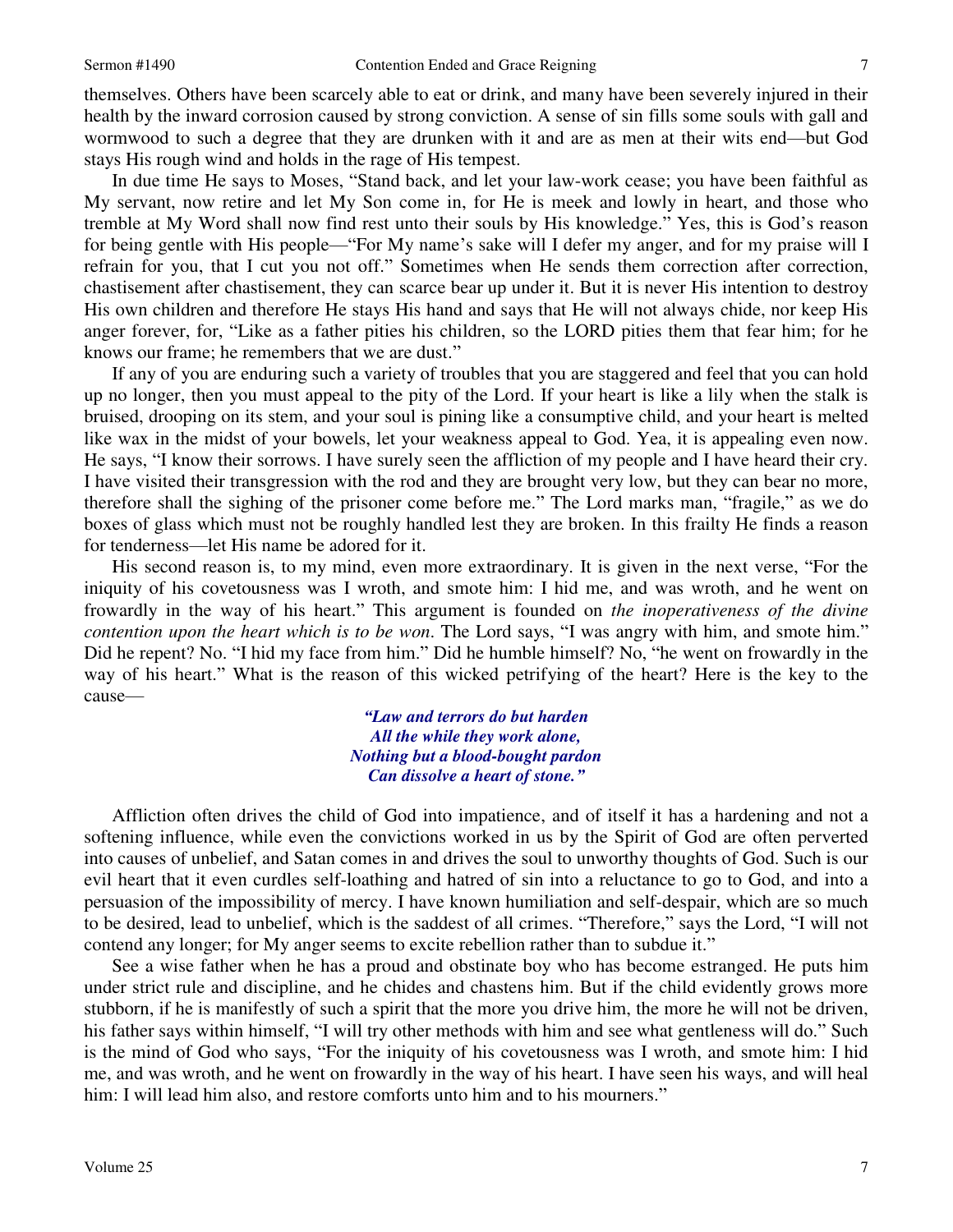themselves. Others have been scarcely able to eat or drink, and many have been severely injured in their health by the inward corrosion caused by strong conviction. A sense of sin fills some souls with gall and wormwood to such a degree that they are drunken with it and are as men at their wits end—but God stays His rough wind and holds in the rage of His tempest.

In due time He says to Moses, "Stand back, and let your law-work cease; you have been faithful as My servant, now retire and let My Son come in, for He is meek and lowly in heart, and those who tremble at My Word shall now find rest unto their souls by His knowledge." Yes, this is God's reason for being gentle with His people—"For My name's sake will I defer my anger, and for my praise will I refrain for you, that I cut you not off." Sometimes when He sends them correction after correction, chastisement after chastisement, they can scarce bear up under it. But it is never His intention to destroy His own children and therefore He stays His hand and says that He will not always chide, nor keep His anger forever, for, "Like as a father pities his children, so the LORD pities them that fear him; for he knows our frame; he remembers that we are dust."

If any of you are enduring such a variety of troubles that you are staggered and feel that you can hold up no longer, then you must appeal to the pity of the Lord. If your heart is like a lily when the stalk is bruised, drooping on its stem, and your soul is pining like a consumptive child, and your heart is melted like wax in the midst of your bowels, let your weakness appeal to God. Yea, it is appealing even now. He says, "I know their sorrows. I have surely seen the affliction of my people and I have heard their cry. I have visited their transgression with the rod and they are brought very low, but they can bear no more, therefore shall the sighing of the prisoner come before me." The Lord marks man, "fragile," as we do boxes of glass which must not be roughly handled lest they are broken. In this frailty He finds a reason for tenderness—let His name be adored for it.

His second reason is, to my mind, even more extraordinary. It is given in the next verse, "For the iniquity of his covetousness was I wroth, and smote him: I hid me, and was wroth, and he went on frowardly in the way of his heart." This argument is founded on *the inoperativeness of the divine contention upon the heart which is to be won*. The Lord says, "I was angry with him, and smote him." Did he repent? No. "I hid my face from him." Did he humble himself? No, "he went on frowardly in the way of his heart." What is the reason of this wicked petrifying of the heart? Here is the key to the cause—

> ***"Law and terrors do but harden***
> ***All the while they work alone,***
> ***Nothing but a blood-bought pardon***
> ***Can dissolve a heart of stone."***

Affliction often drives the child of God into impatience, and of itself it has a hardening and not a softening influence, while even the convictions worked in us by the Spirit of God are often perverted into causes of unbelief, and Satan comes in and drives the soul to unworthy thoughts of God. Such is our evil heart that it even curdles self-loathing and hatred of sin into a reluctance to go to God, and into a persuasion of the impossibility of mercy. I have known humiliation and self-despair, which are so much to be desired, lead to unbelief, which is the saddest of all crimes. "Therefore," says the Lord, "I will not contend any longer; for My anger seems to excite rebellion rather than to subdue it."

See a wise father when he has a proud and obstinate boy who has become estranged. He puts him under strict rule and discipline, and he chides and chastens him. But if the child evidently grows more stubborn, if he is manifestly of such a spirit that the more you drive him, the more he will not be driven, his father says within himself, "I will try other methods with him and see what gentleness will do." Such is the mind of God who says, "For the iniquity of his covetousness was I wroth, and smote him: I hid me, and was wroth, and he went on frowardly in the way of his heart. I have seen his ways, and will heal him: I will lead him also, and restore comforts unto him and to his mourners."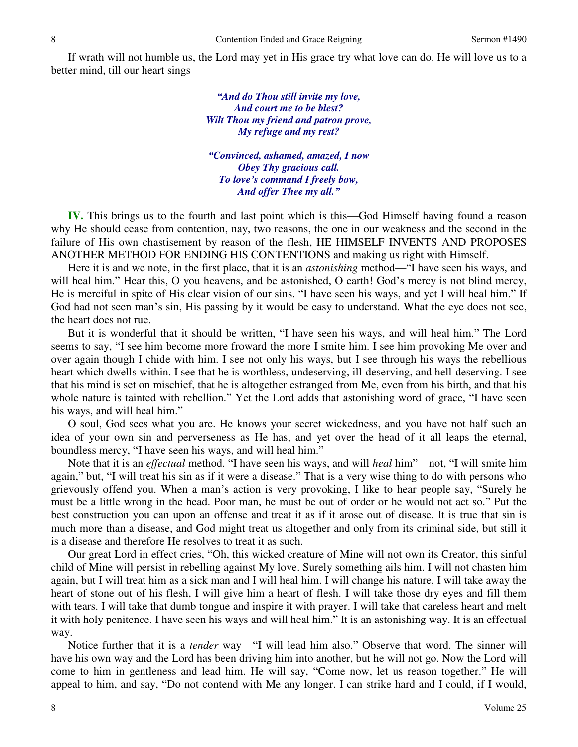If wrath will not humble us, the Lord may yet in His grace try what love can do. He will love us to a better mind, till our heart sings—

> *"And do Thou still invite my love,*
> *And court me to be blest?*
> *Wilt Thou my friend and patron prove,*
> *My refuge and my rest?*
>
> *"Convinced, ashamed, amazed, I now*
> *Obey Thy gracious call.*
> *To love's command I freely bow,*
> *And offer Thee my all."*

**IV.** This brings us to the fourth and last point which is this—God Himself having found a reason why He should cease from contention, nay, two reasons, the one in our weakness and the second in the failure of His own chastisement by reason of the flesh, HE HIMSELF INVENTS AND PROPOSES ANOTHER METHOD FOR ENDING HIS CONTENTIONS and making us right with Himself.

Here it is and we note, in the first place, that it is an *astonishing* method—"I have seen his ways, and will heal him." Hear this, O you heavens, and be astonished, O earth! God's mercy is not blind mercy, He is merciful in spite of His clear vision of our sins. "I have seen his ways, and yet I will heal him." If God had not seen man's sin, His passing by it would be easy to understand. What the eye does not see, the heart does not rue.

But it is wonderful that it should be written, "I have seen his ways, and will heal him." The Lord seems to say, "I see him become more froward the more I smite him. I see him provoking Me over and over again though I chide with him. I see not only his ways, but I see through his ways the rebellious heart which dwells within. I see that he is worthless, undeserving, ill-deserving, and hell-deserving. I see that his mind is set on mischief, that he is altogether estranged from Me, even from his birth, and that his whole nature is tainted with rebellion." Yet the Lord adds that astonishing word of grace, "I have seen his ways, and will heal him."

O soul, God sees what you are. He knows your secret wickedness, and you have not half such an idea of your own sin and perverseness as He has, and yet over the head of it all leaps the eternal, boundless mercy, "I have seen his ways, and will heal him."

Note that it is an *effectual* method. "I have seen his ways, and will *heal* him"—not, "I will smite him again," but, "I will treat his sin as if it were a disease." That is a very wise thing to do with persons who grievously offend you. When a man's action is very provoking, I like to hear people say, "Surely he must be a little wrong in the head. Poor man, he must be out of order or he would not act so." Put the best construction you can upon an offense and treat it as if it arose out of disease. It is true that sin is much more than a disease, and God might treat us altogether and only from its criminal side, but still it is a disease and therefore He resolves to treat it as such.

Our great Lord in effect cries, "Oh, this wicked creature of Mine will not own its Creator, this sinful child of Mine will persist in rebelling against My love. Surely something ails him. I will not chasten him again, but I will treat him as a sick man and I will heal him. I will change his nature, I will take away the heart of stone out of his flesh, I will give him a heart of flesh. I will take those dry eyes and fill them with tears. I will take that dumb tongue and inspire it with prayer. I will take that careless heart and melt it with holy penitence. I have seen his ways and will heal him." It is an astonishing way. It is an effectual way.

Notice further that it is a *tender* way—"I will lead him also." Observe that word. The sinner will have his own way and the Lord has been driving him into another, but he will not go. Now the Lord will come to him in gentleness and lead him. He will say, "Come now, let us reason together." He will appeal to him, and say, "Do not contend with Me any longer. I can strike hard and I could, if I would,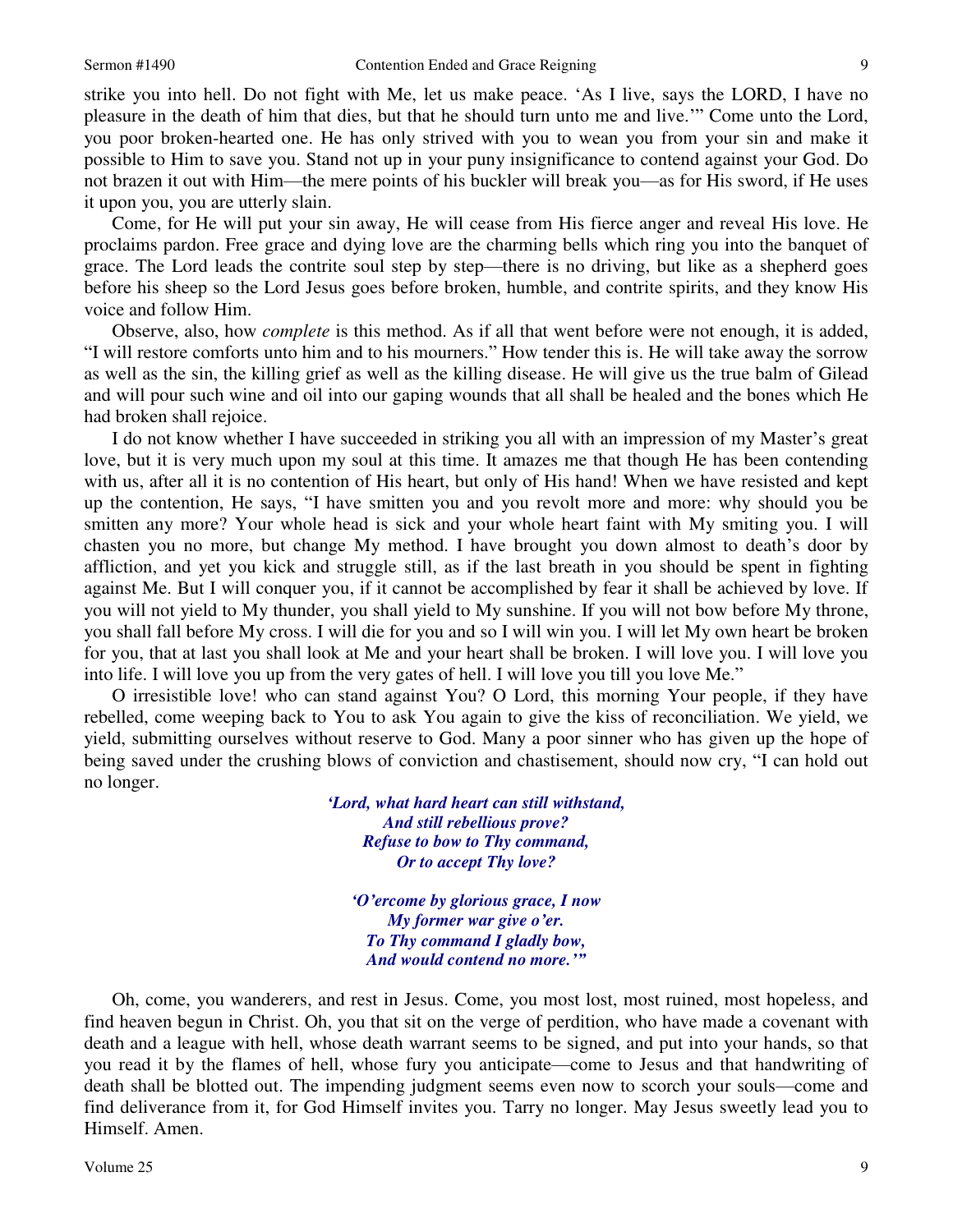strike you into hell. Do not fight with Me, let us make peace. 'As I live, says the LORD, I have no pleasure in the death of him that dies, but that he should turn unto me and live.'" Come unto the Lord, you poor broken-hearted one. He has only strived with you to wean you from your sin and make it possible to Him to save you. Stand not up in your puny insignificance to contend against your God. Do not brazen it out with Him—the mere points of his buckler will break you—as for His sword, if He uses it upon you, you are utterly slain.

Come, for He will put your sin away, He will cease from His fierce anger and reveal His love. He proclaims pardon. Free grace and dying love are the charming bells which ring you into the banquet of grace. The Lord leads the contrite soul step by step—there is no driving, but like as a shepherd goes before his sheep so the Lord Jesus goes before broken, humble, and contrite spirits, and they know His voice and follow Him.

Observe, also, how *complete* is this method. As if all that went before were not enough, it is added, "I will restore comforts unto him and to his mourners." How tender this is. He will take away the sorrow as well as the sin, the killing grief as well as the killing disease. He will give us the true balm of Gilead and will pour such wine and oil into our gaping wounds that all shall be healed and the bones which He had broken shall rejoice.

I do not know whether I have succeeded in striking you all with an impression of my Master's great love, but it is very much upon my soul at this time. It amazes me that though He has been contending with us, after all it is no contention of His heart, but only of His hand! When we have resisted and kept up the contention, He says, "I have smitten you and you revolt more and more: why should you be smitten any more? Your whole head is sick and your whole heart faint with My smiting you. I will chasten you no more, but change My method. I have brought you down almost to death's door by affliction, and yet you kick and struggle still, as if the last breath in you should be spent in fighting against Me. But I will conquer you, if it cannot be accomplished by fear it shall be achieved by love. If you will not yield to My thunder, you shall yield to My sunshine. If you will not bow before My throne, you shall fall before My cross. I will die for you and so I will win you. I will let My own heart be broken for you, that at last you shall look at Me and your heart shall be broken. I will love you. I will love you into life. I will love you up from the very gates of hell. I will love you till you love Me."

O irresistible love! who can stand against You? O Lord, this morning Your people, if they have rebelled, come weeping back to You to ask You again to give the kiss of reconciliation. We yield, we yield, submitting ourselves without reserve to God. Many a poor sinner who has given up the hope of being saved under the crushing blows of conviction and chastisement, should now cry, "I can hold out no longer.

*'Lord, what hard heart can still withstand,*
*And still rebellious prove?*
*Refuse to bow to Thy command,*
*Or to accept Thy love?*

*'O'ercome by glorious grace, I now*
*My former war give o'er.*
*To Thy command I gladly bow,*
*And would contend no more.'"*

Oh, come, you wanderers, and rest in Jesus. Come, you most lost, most ruined, most hopeless, and find heaven begun in Christ. Oh, you that sit on the verge of perdition, who have made a covenant with death and a league with hell, whose death warrant seems to be signed, and put into your hands, so that you read it by the flames of hell, whose fury you anticipate—come to Jesus and that handwriting of death shall be blotted out. The impending judgment seems even now to scorch your souls—come and find deliverance from it, for God Himself invites you. Tarry no longer. May Jesus sweetly lead you to Himself. Amen.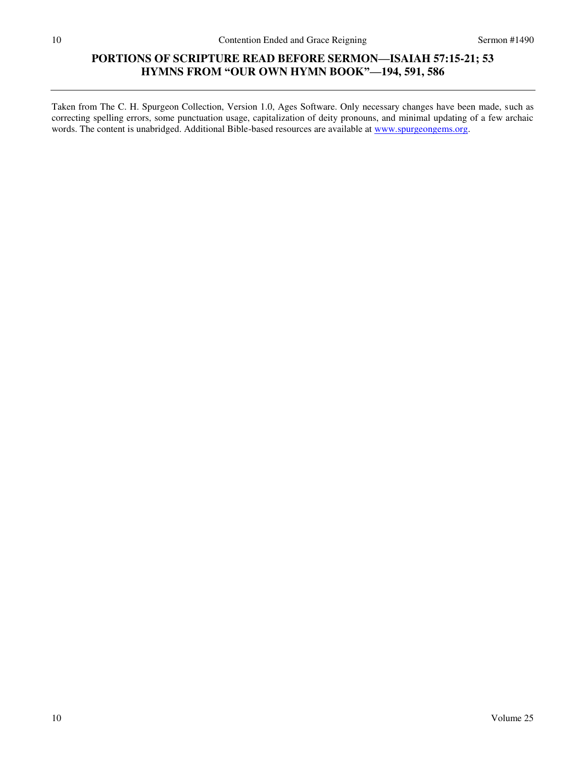**PORTIONS OF SCRIPTURE READ BEFORE SERMON—ISAIAH 57:15-21; 53**
**HYMNS FROM "OUR OWN HYMN BOOK"—194, 591, 586**

---

Taken from The C. H. Spurgeon Collection, Version 1.0, Ages Software. Only necessary changes have been made, such as correcting spelling errors, some punctuation usage, capitalization of deity pronouns, and minimal updating of a few archaic words. The content is unabridged. Additional Bible-based resources are available at www.spurgeongems.org.